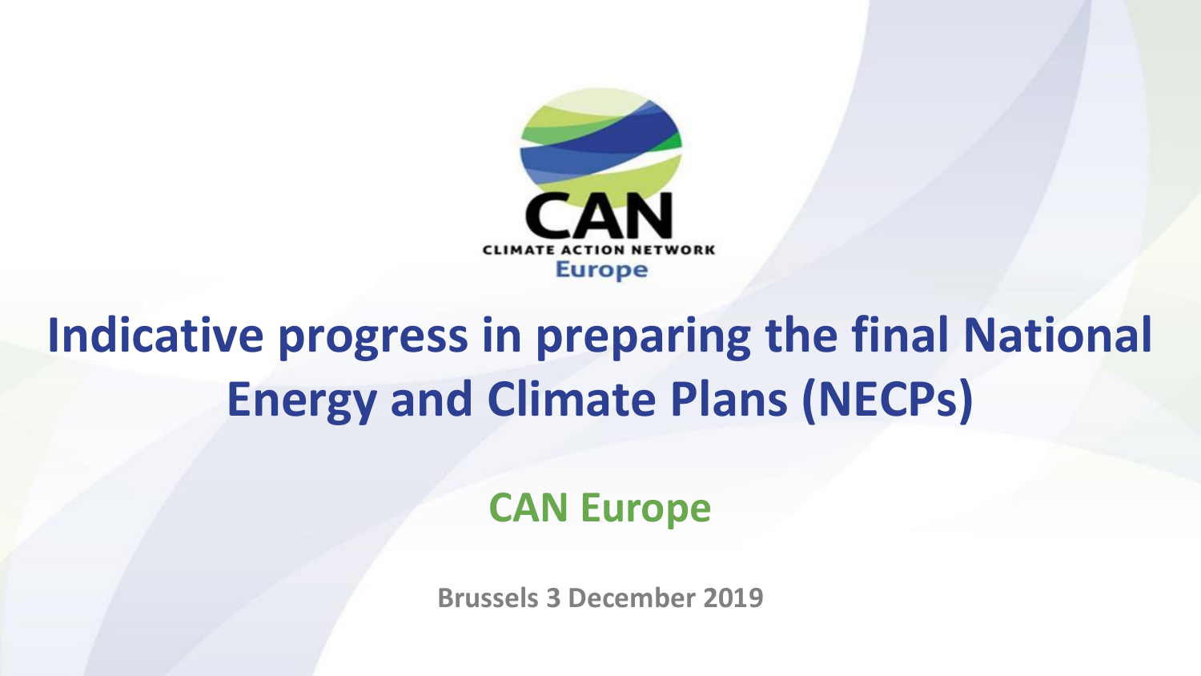CAN

CLIMATE ACTION NETWORK

Europe

# Indicative progress in preparing the final National Energy and Climate Plans (NECPs)

**CAN Europe**

**Brussels 3 December 2019**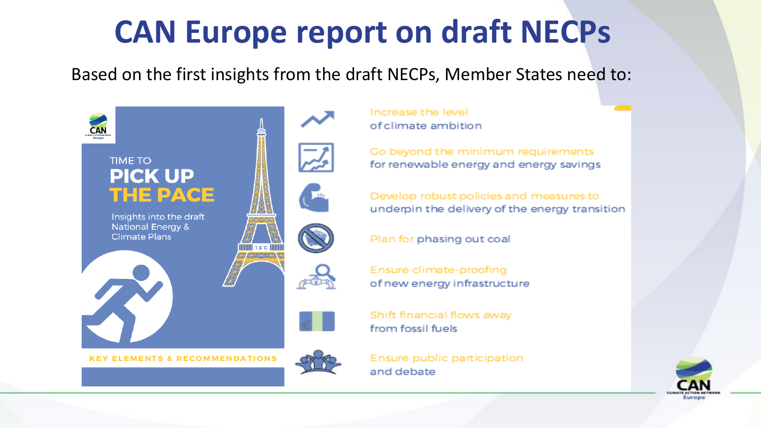# CAN Europe report on draft NECPs

Based on the first insights from the draft NECPs, Member States need to:

TIME TO
**PICK UP THE PACE**

Insights into the draft National Energy & Climate Plans

KEY ELEMENTS & RECOMMENDATIONS

- Increase the level of climate ambition
- Go beyond the minimum requirements for renewable energy and energy savings
- Develop robust policies and measures to underpin the delivery of the energy transition
- Plan for phasing out coal
- Ensure climate-proofing of new energy infrastructure
- Shift financial flows away from fossil fuels
- Ensure public participation and debate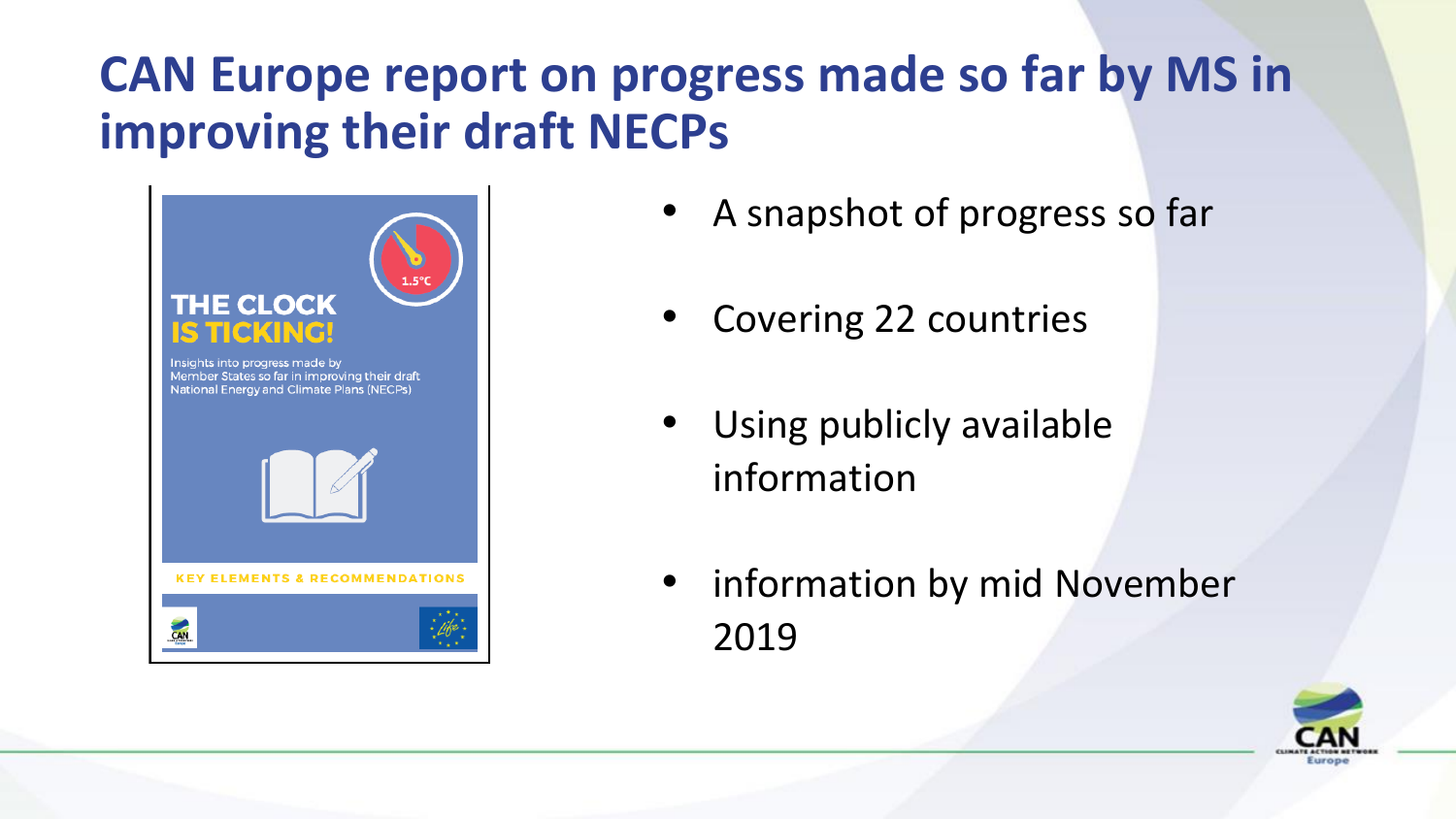# CAN Europe report on progress made so far by MS in improving their draft NECPs

THE CLOCK IS TICKING!

Insights into progress made by Member States so far in improving their draft National Energy and Climate Plans (NECPs)

KEY ELEMENTS & RECOMMENDATIONS

- A snapshot of progress so far
- Covering 22 countries
- Using publicly available information
- information by mid November 2019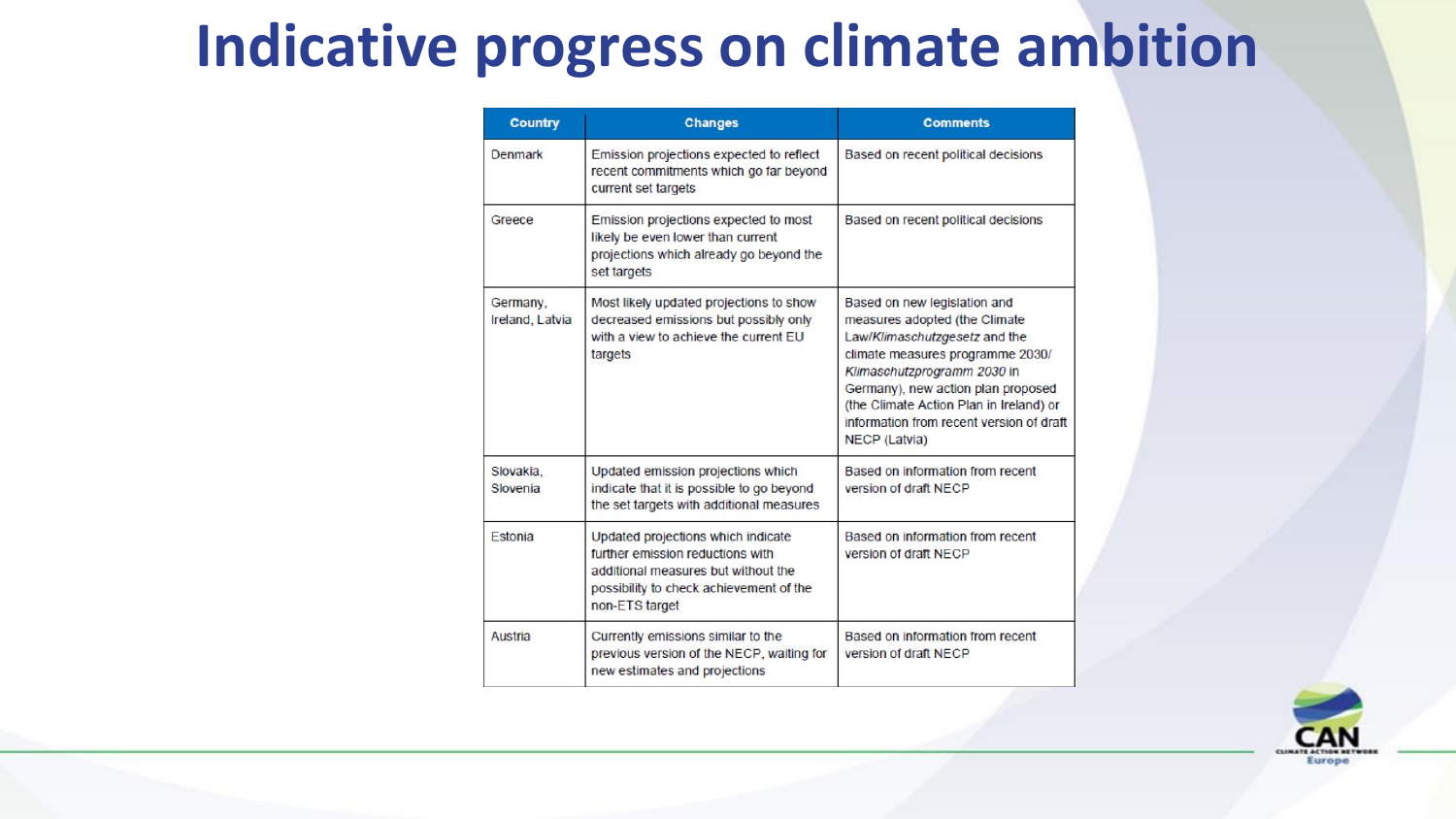# Indicative progress on climate ambition

| Country | Changes | Comments |
| --- | --- | --- |
| Denmark | Emission projections expected to reflect recent commitments which go far beyond current set targets | Based on recent political decisions |
| Greece | Emission projections expected to most likely be even lower than current projections which already go beyond the set targets | Based on recent political decisions |
| Germany, Ireland, Latvia | Most likely updated projections to show decreased emissions but possibly only with a view to achieve the current EU targets | Based on new legislation and measures adopted (the Climate Law/*Klimaschutzgesetz* and the climate measures programme 2030/ *Klimaschutzprogramm 2030* in Germany), new action plan proposed (the Climate Action Plan in Ireland) or information from recent version of draft NECP (Latvia) |
| Slovakia, Slovenia | Updated emission projections which indicate that it is possible to go beyond the set targets with additional measures | Based on information from recent version of draft NECP |
| Estonia | Updated projections which indicate further emission reductions with additional measures but without the possibility to check achievement of the non-ETS target | Based on information from recent version of draft NECP |
| Austria | Currently emissions similar to the previous version of the NECP, waiting for new estimates and projections | Based on information from recent version of draft NECP |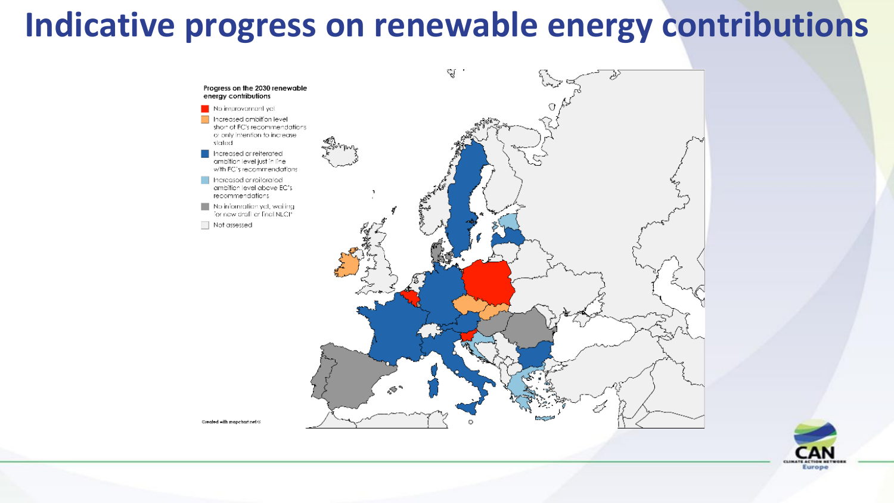# Indicative progress on renewable energy contributions

Progress on the 2030 renewable energy contributions

- No improvement yet
- Increased ambition level short of EC's recommendations or only intention to increase stated
- Increased or reiterated ambition level just in line with EC's recommendations
- Increased or reiterated ambition level above EC's recommendations
- No information yet, waiting for new draft or final NECP
- Not assessed

Created with mapchart.net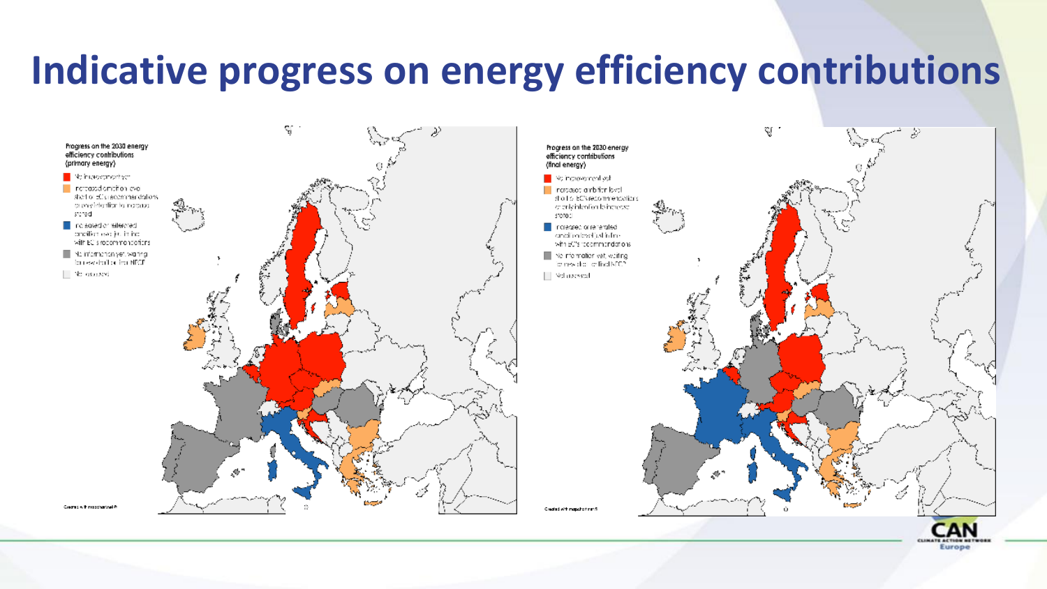# Indicative progress on energy efficiency contributions

Progress on the 2030 energy efficiency contributions (primary energy)

- No improvement yet
- Increased ambition level short of EC's recommendations or only intention to increase stated
- Increased or reiterated ambition level in line with EC's recommendations
- No information yet, waiting for new draft or final NECP
- Not assessed

Created with mapchart.net

Progress on the 2030 energy efficiency contributions (final energy)

- No improvement yet
- Increased ambition level short of EC's recommendations or only intention to increase stated
- Increased or reiterated ambition level in line with EC's recommendations
- No information yet, waiting for new draft or final NECP
- Not assessed

Created with mapchart.net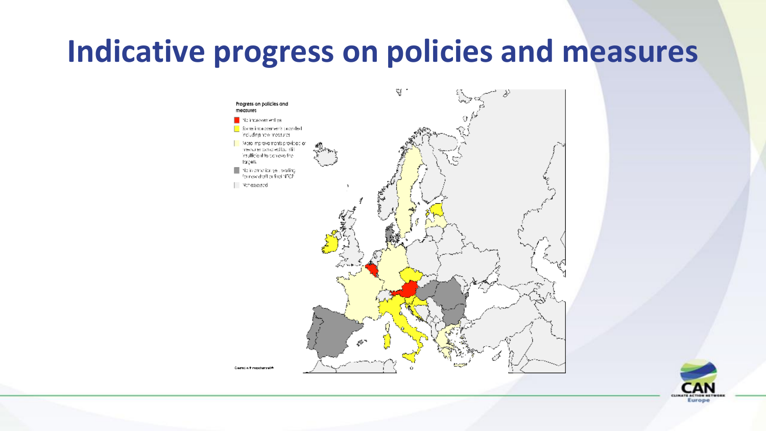# Indicative progress on policies and measures

Progress on policies and measures

- No improvement (yet)
- Some improvements provided including new measures
- More improvements provided or measures considered, but still insufficient to achieve the targets
- No information yet, waiting for new draft or final NECP
- Not assessed

Created with mapchart.net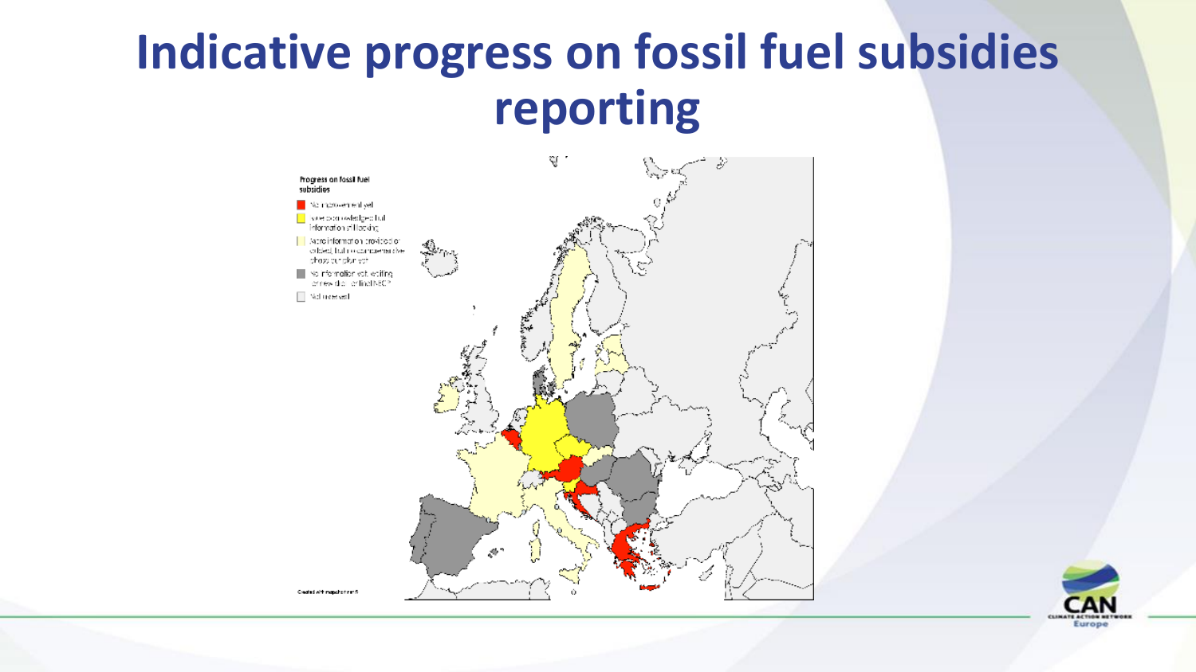# Indicative progress on fossil fuel subsidies reporting

Progress on fossil fuel subsidies

- No improvement yet
- Have been acknowledged but information still lacking
- More information provided on subsidies, but no comprehensive phase out plan yet
- No information yet, waiting for new draft or final NECP
- Not reviewed

Created with mapchart.net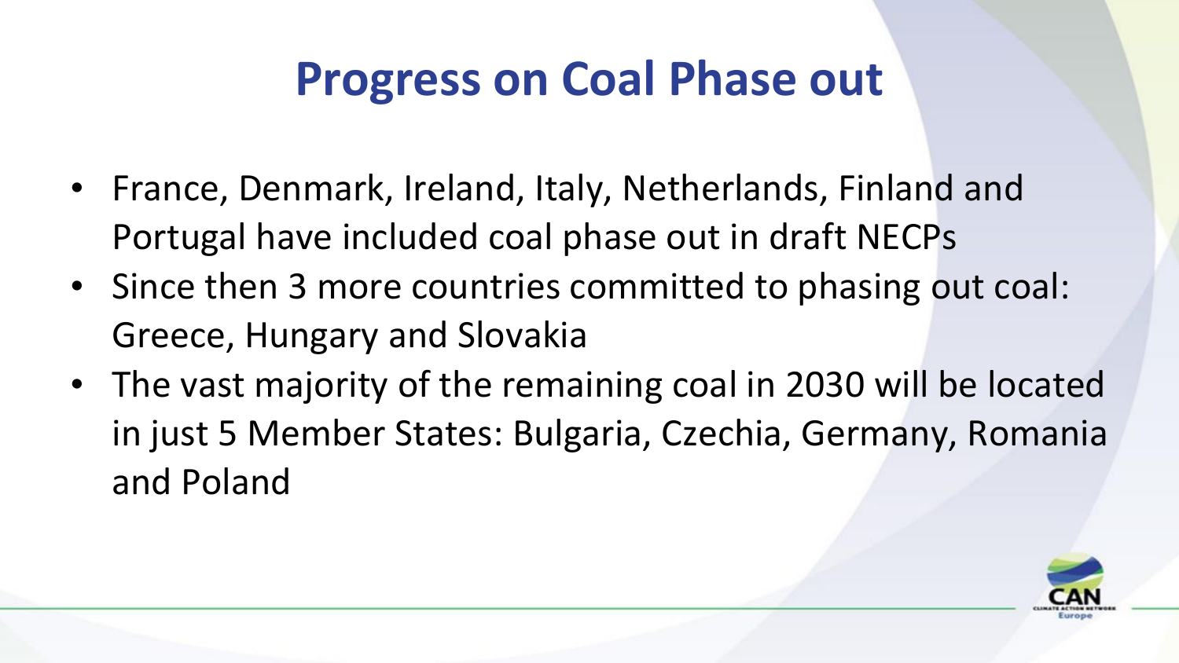# Progress on Coal Phase out

- France, Denmark, Ireland, Italy, Netherlands, Finland and Portugal have included coal phase out in draft NECPs
- Since then 3 more countries committed to phasing out coal: Greece, Hungary and Slovakia
- The vast majority of the remaining coal in 2030 will be located in just 5 Member States: Bulgaria, Czechia, Germany, Romania and Poland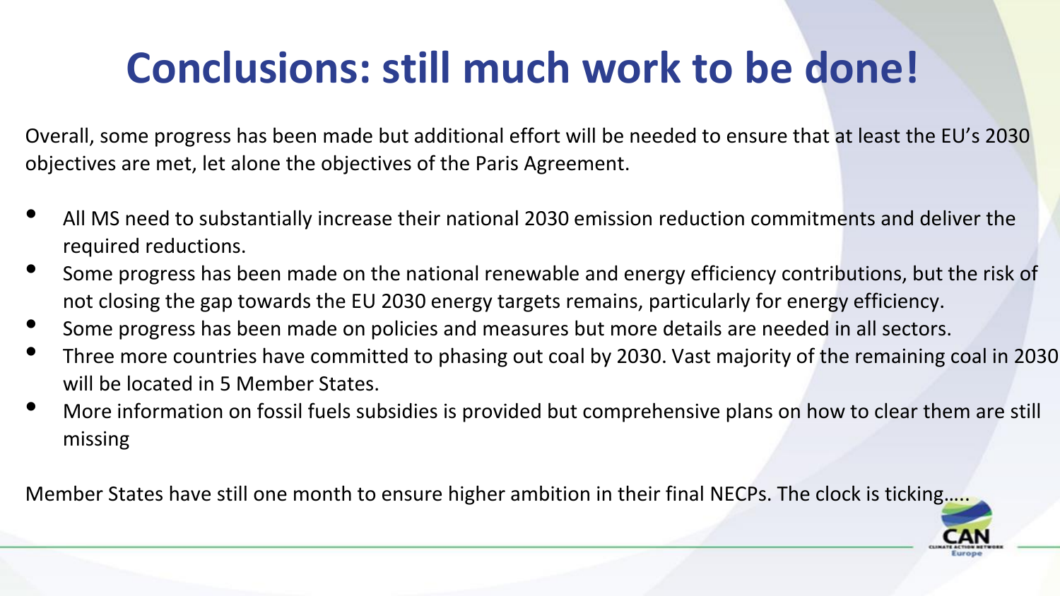# Conclusions: still much work to be done!

Overall, some progress has been made but additional effort will be needed to ensure that at least the EU's 2030 objectives are met, let alone the objectives of the Paris Agreement.

- All MS need to substantially increase their national 2030 emission reduction commitments and deliver the required reductions.
- Some progress has been made on the national renewable and energy efficiency contributions, but the risk of not closing the gap towards the EU 2030 energy targets remains, particularly for energy efficiency.
- Some progress has been made on policies and measures but more details are needed in all sectors.
- Three more countries have committed to phasing out coal by 2030. Vast majority of the remaining coal in 2030 will be located in 5 Member States.
- More information on fossil fuels subsidies is provided but comprehensive plans on how to clear them are still missing

Member States have still one month to ensure higher ambition in their final NECPs. The clock is ticking.....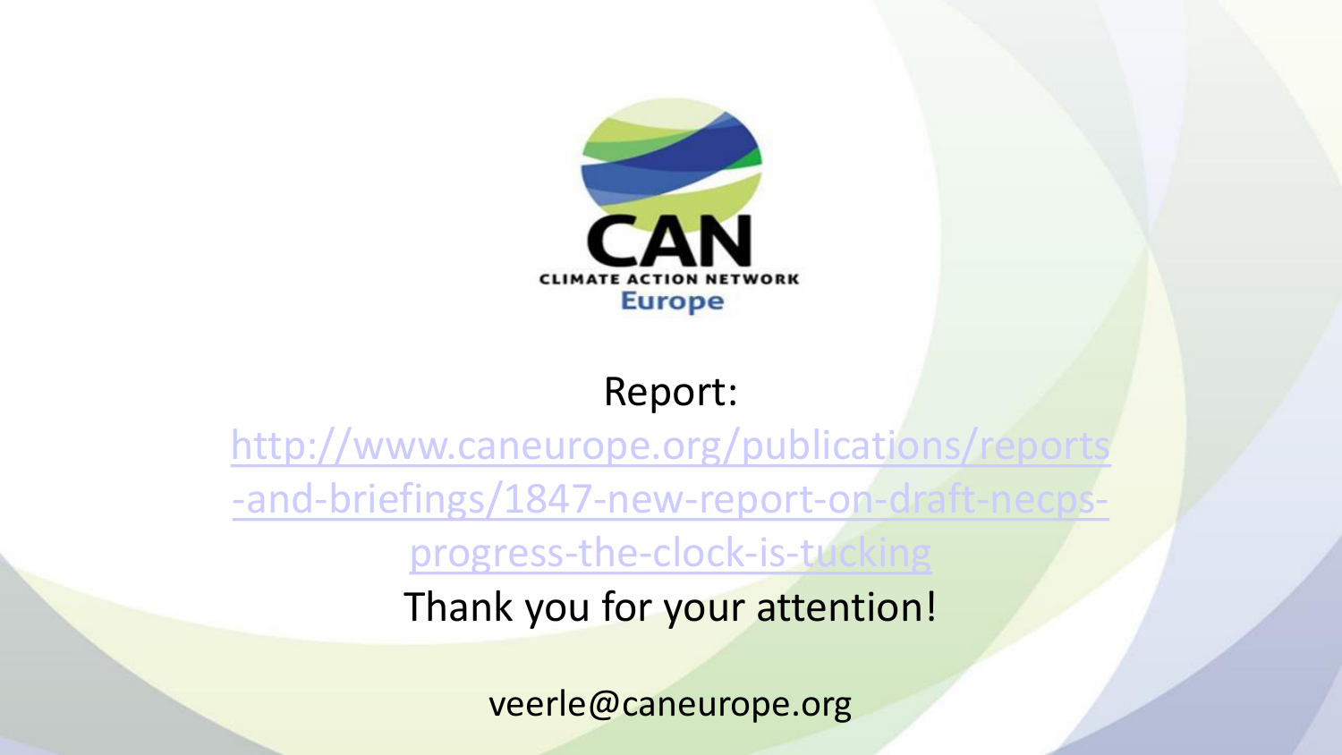CAN
CLIMATE ACTION NETWORK
Europe

Report:

http://www.caneurope.org/publications/reports-and-briefings/1847-new-report-on-draft-necps-progress-the-clock-is-tucking

Thank you for your attention!

veerle@caneurope.org